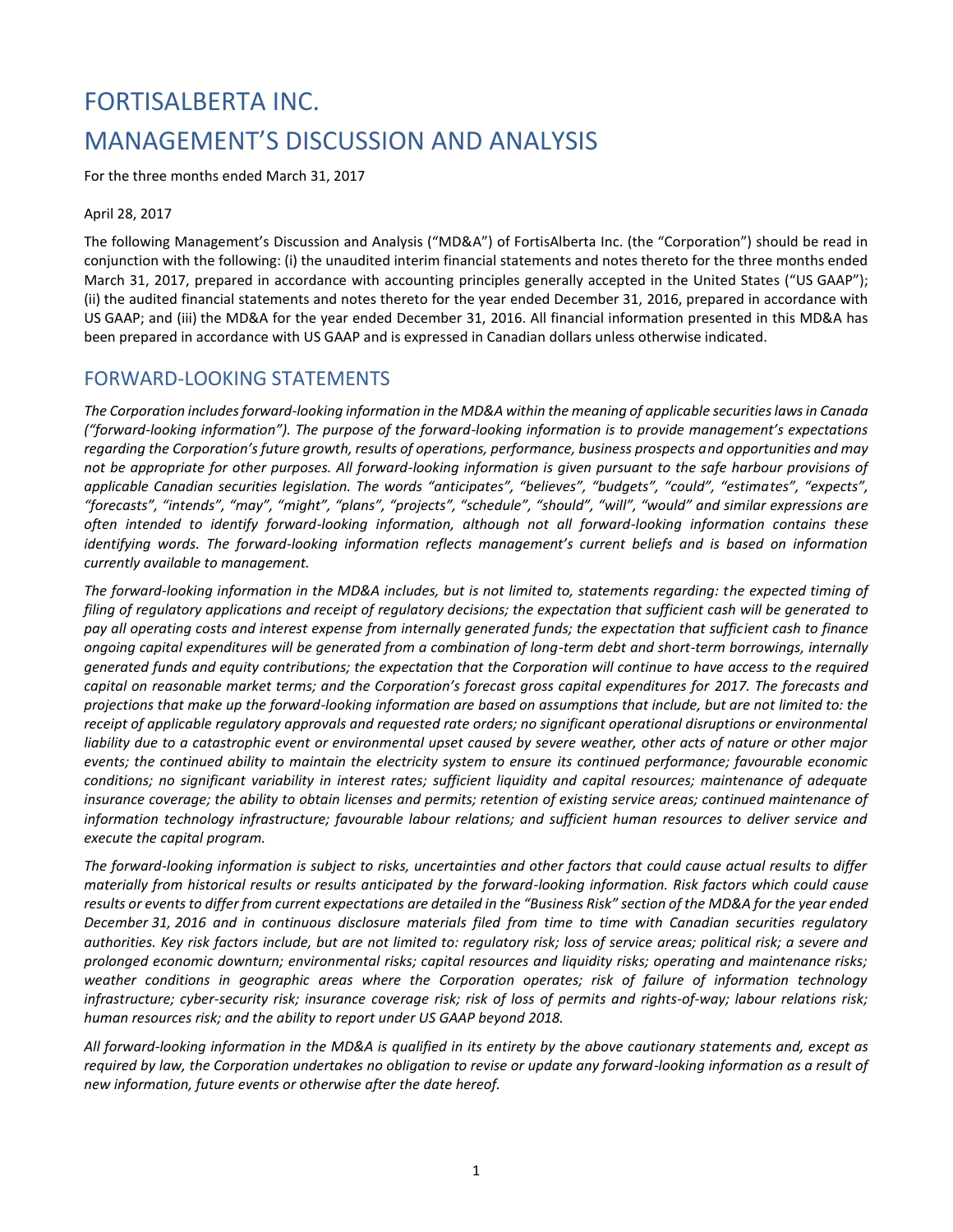# FORTISALBERTA INC.

# MANAGEMENT'S DISCUSSION AND ANALYSIS

For the three months ended March 31, 2017

April 28, 2017

The following Management's Discussion and Analysis ("MD&A") of FortisAlberta Inc. (the "Corporation") should be read in conjunction with the following: (i) the unaudited interim financial statements and notes thereto for the three months ended March 31, 2017, prepared in accordance with accounting principles generally accepted in the United States ("US GAAP"); (ii) the audited financial statements and notes thereto for the year ended December 31, 2016, prepared in accordance with US GAAP; and (iii) the MD&A for the year ended December 31, 2016. All financial information presented in this MD&A has been prepared in accordance with US GAAP and is expressed in Canadian dollars unless otherwise indicated.

## FORWARD-LOOKING STATEMENTS

*The Corporation includes forward-looking information in the MD&A within the meaning of applicable securities laws in Canada ("forward-looking information"). The purpose of the forward-looking information is to provide management's expectations regarding the Corporation's future growth, results of operations, performance, business prospects and opportunities and may not be appropriate for other purposes. All forward-looking information is given pursuant to the safe harbour provisions of applicable Canadian securities legislation. The words "anticipates", "believes", "budgets", "could", "estimates", "expects", "forecasts", "intends", "may", "might", "plans", "projects", "schedule", "should", "will", "would" and similar expressions are often intended to identify forward-looking information, although not all forward-looking information contains these identifying words. The forward-looking information reflects management's current beliefs and is based on information currently available to management.*

*The forward-looking information in the MD&A includes, but is not limited to, statements regarding: the expected timing of filing of regulatory applications and receipt of regulatory decisions; the expectation that sufficient cash will be generated to pay all operating costs and interest expense from internally generated funds; the expectation that sufficient cash to finance ongoing capital expenditures will be generated from a combination of long-term debt and short-term borrowings, internally generated funds and equity contributions; the expectation that the Corporation will continue to have access to the required capital on reasonable market terms; and the Corporation's forecast gross capital expenditures for 2017. The forecasts and projections that make up the forward-looking information are based on assumptions that include, but are not limited to: the receipt of applicable regulatory approvals and requested rate orders; no significant operational disruptions or environmental liability due to a catastrophic event or environmental upset caused by severe weather, other acts of nature or other major events; the continued ability to maintain the electricity system to ensure its continued performance; favourable economic conditions; no significant variability in interest rates; sufficient liquidity and capital resources; maintenance of adequate insurance coverage; the ability to obtain licenses and permits; retention of existing service areas; continued maintenance of information technology infrastructure; favourable labour relations; and sufficient human resources to deliver service and execute the capital program.*

*The forward-looking information is subject to risks, uncertainties and other factors that could cause actual results to differ materially from historical results or results anticipated by the forward-looking information. Risk factors which could cause results or events to differ from current expectations are detailed in the "Business Risk" section of the MD&A for the year ended December 31, 2016 and in continuous disclosure materials filed from time to time with Canadian securities regulatory authorities. Key risk factors include, but are not limited to: regulatory risk; loss of service areas; political risk; a severe and prolonged economic downturn; environmental risks; capital resources and liquidity risks; operating and maintenance risks; weather conditions in geographic areas where the Corporation operates; risk of failure of information technology infrastructure; cyber-security risk; insurance coverage risk; risk of loss of permits and rights-of-way; labour relations risk; human resources risk; and the ability to report under US GAAP beyond 2018.*

*All forward-looking information in the MD&A is qualified in its entirety by the above cautionary statements and, except as required by law, the Corporation undertakes no obligation to revise or update any forward-looking information as a result of new information, future events or otherwise after the date hereof.*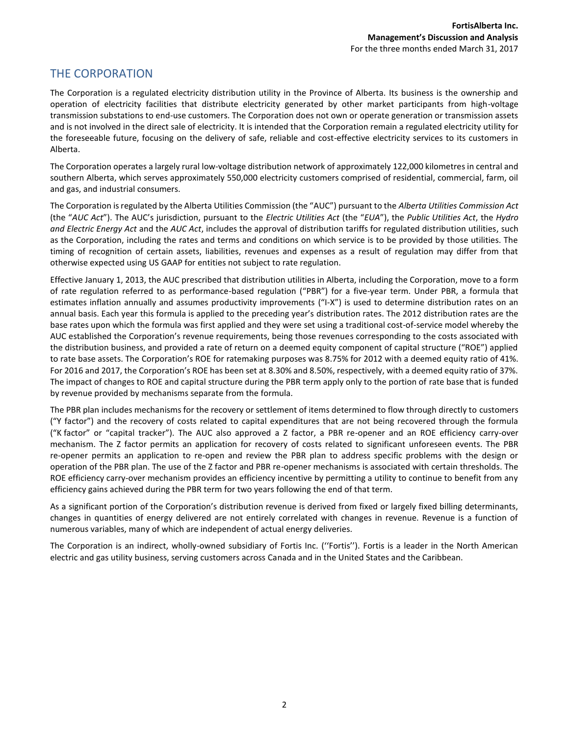## THE CORPORATION

The Corporation is a regulated electricity distribution utility in the Province of Alberta. Its business is the ownership and operation of electricity facilities that distribute electricity generated by other market participants from high-voltage transmission substations to end-use customers. The Corporation does not own or operate generation or transmission assets and is not involved in the direct sale of electricity. It is intended that the Corporation remain a regulated electricity utility for the foreseeable future, focusing on the delivery of safe, reliable and cost-effective electricity services to its customers in Alberta.

The Corporation operates a largely rural low-voltage distribution network of approximately 122,000 kilometres in central and southern Alberta, which serves approximately 550,000 electricity customers comprised of residential, commercial, farm, oil and gas, and industrial consumers.

The Corporation is regulated by the Alberta Utilities Commission (the "AUC") pursuant to the *Alberta Utilities Commission Act* (the "*AUC Act*"). The AUC's jurisdiction, pursuant to the *Electric Utilities Act* (the "*EUA*"), the *Public Utilities Act*, the *Hydro and Electric Energy Act* and the *AUC Act*, includes the approval of distribution tariffs for regulated distribution utilities, such as the Corporation, including the rates and terms and conditions on which service is to be provided by those utilities. The timing of recognition of certain assets, liabilities, revenues and expenses as a result of regulation may differ from that otherwise expected using US GAAP for entities not subject to rate regulation.

Effective January 1, 2013, the AUC prescribed that distribution utilities in Alberta, including the Corporation, move to a form of rate regulation referred to as performance-based regulation ("PBR") for a five-year term. Under PBR, a formula that estimates inflation annually and assumes productivity improvements ("I-X") is used to determine distribution rates on an annual basis. Each year this formula is applied to the preceding year's distribution rates. The 2012 distribution rates are the base rates upon which the formula was first applied and they were set using a traditional cost-of-service model whereby the AUC established the Corporation's revenue requirements, being those revenues corresponding to the costs associated with the distribution business, and provided a rate of return on a deemed equity component of capital structure ("ROE") applied to rate base assets. The Corporation's ROE for ratemaking purposes was 8.75% for 2012 with a deemed equity ratio of 41%. For 2016 and 2017, the Corporation's ROE has been set at 8.30% and 8.50%, respectively, with a deemed equity ratio of 37%. The impact of changes to ROE and capital structure during the PBR term apply only to the portion of rate base that is funded by revenue provided by mechanisms separate from the formula.

The PBR plan includes mechanisms for the recovery or settlement of items determined to flow through directly to customers ("Y factor") and the recovery of costs related to capital expenditures that are not being recovered through the formula ("K factor" or "capital tracker"). The AUC also approved a Z factor, a PBR re-opener and an ROE efficiency carry-over mechanism. The Z factor permits an application for recovery of costs related to significant unforeseen events. The PBR re-opener permits an application to re-open and review the PBR plan to address specific problems with the design or operation of the PBR plan. The use of the Z factor and PBR re-opener mechanisms is associated with certain thresholds. The ROE efficiency carry-over mechanism provides an efficiency incentive by permitting a utility to continue to benefit from any efficiency gains achieved during the PBR term for two years following the end of that term.

As a significant portion of the Corporation's distribution revenue is derived from fixed or largely fixed billing determinants, changes in quantities of energy delivered are not entirely correlated with changes in revenue. Revenue is a function of numerous variables, many of which are independent of actual energy deliveries.

The Corporation is an indirect, wholly-owned subsidiary of Fortis Inc. (''Fortis''). Fortis is a leader in the North American electric and gas utility business, serving customers across Canada and in the United States and the Caribbean.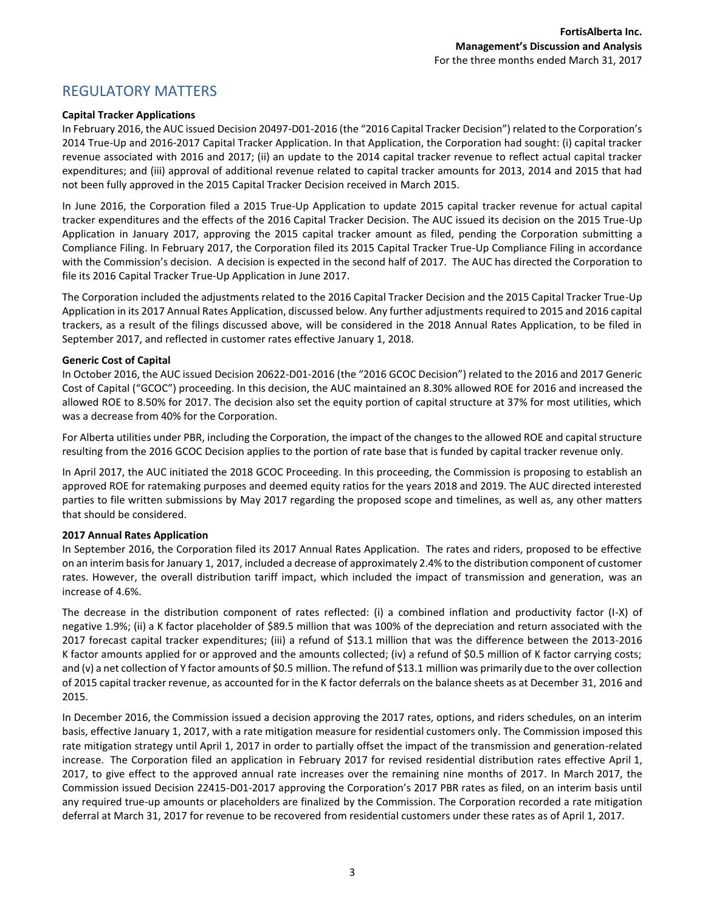## REGULATORY MATTERS

**Capital Tracker Applications**

In February 2016, the AUC issued Decision 20497-D01-2016 (the "2016 Capital Tracker Decision") related to the Corporation's 2014 True-Up and 2016-2017 Capital Tracker Application. In that Application, the Corporation had sought: (i) capital tracker revenue associated with 2016 and 2017; (ii) an update to the 2014 capital tracker revenue to reflect actual capital tracker expenditures; and (iii) approval of additional revenue related to capital tracker amounts for 2013, 2014 and 2015 that had not been fully approved in the 2015 Capital Tracker Decision received in March 2015.

In June 2016, the Corporation filed a 2015 True-Up Application to update 2015 capital tracker revenue for actual capital tracker expenditures and the effects of the 2016 Capital Tracker Decision. The AUC issued its decision on the 2015 True-Up Application in January 2017, approving the 2015 capital tracker amount as filed, pending the Corporation submitting a Compliance Filing. In February 2017, the Corporation filed its 2015 Capital Tracker True-Up Compliance Filing in accordance with the Commission's decision. A decision is expected in the second half of 2017. The AUC has directed the Corporation to file its 2016 Capital Tracker True-Up Application in June 2017.

The Corporation included the adjustments related to the 2016 Capital Tracker Decision and the 2015 Capital Tracker True-Up Application in its 2017 Annual Rates Application, discussed below. Any further adjustments required to 2015 and 2016 capital trackers, as a result of the filings discussed above, will be considered in the 2018 Annual Rates Application, to be filed in September 2017, and reflected in customer rates effective January 1, 2018.

**Generic Cost of Capital**

In October 2016, the AUC issued Decision 20622-D01-2016 (the "2016 GCOC Decision") related to the 2016 and 2017 Generic Cost of Capital ("GCOC") proceeding. In this decision, the AUC maintained an 8.30% allowed ROE for 2016 and increased the allowed ROE to 8.50% for 2017. The decision also set the equity portion of capital structure at 37% for most utilities, which was a decrease from 40% for the Corporation.

For Alberta utilities under PBR, including the Corporation, the impact of the changes to the allowed ROE and capital structure resulting from the 2016 GCOC Decision applies to the portion of rate base that is funded by capital tracker revenue only.

In April 2017, the AUC initiated the 2018 GCOC Proceeding. In this proceeding, the Commission is proposing to establish an approved ROE for ratemaking purposes and deemed equity ratios for the years 2018 and 2019. The AUC directed interested parties to file written submissions by May 2017 regarding the proposed scope and timelines, as well as, any other matters that should be considered.

**2017 Annual Rates Application**

In September 2016, the Corporation filed its 2017 Annual Rates Application. The rates and riders, proposed to be effective on an interim basis for January 1, 2017, included a decrease of approximately 2.4% to the distribution component of customer rates. However, the overall distribution tariff impact, which included the impact of transmission and generation, was an increase of 4.6%.

The decrease in the distribution component of rates reflected: (i) a combined inflation and productivity factor (I-X) of negative 1.9%; (ii) a K factor placeholder of $89.5 million that was 100% of the depreciation and return associated with the 2017 forecast capital tracker expenditures; (iii) a refund of $13.1 million that was the difference between the 2013-2016 K factor amounts applied for or approved and the amounts collected; (iv) a refund of $0.5 million of K factor carrying costs; and (v) a net collection of Y factor amounts of $0.5 million. The refund of $13.1 million was primarily due to the over collection of 2015 capital tracker revenue, as accounted for in the K factor deferrals on the balance sheets as at December 31, 2016 and 2015.

In December 2016, the Commission issued a decision approving the 2017 rates, options, and riders schedules, on an interim basis, effective January 1, 2017, with a rate mitigation measure for residential customers only. The Commission imposed this rate mitigation strategy until April 1, 2017 in order to partially offset the impact of the transmission and generation-related increase. The Corporation filed an application in February 2017 for revised residential distribution rates effective April 1, 2017, to give effect to the approved annual rate increases over the remaining nine months of 2017. In March 2017, the Commission issued Decision 22415-D01-2017 approving the Corporation's 2017 PBR rates as filed, on an interim basis until any required true-up amounts or placeholders are finalized by the Commission. The Corporation recorded a rate mitigation deferral at March 31, 2017 for revenue to be recovered from residential customers under these rates as of April 1, 2017.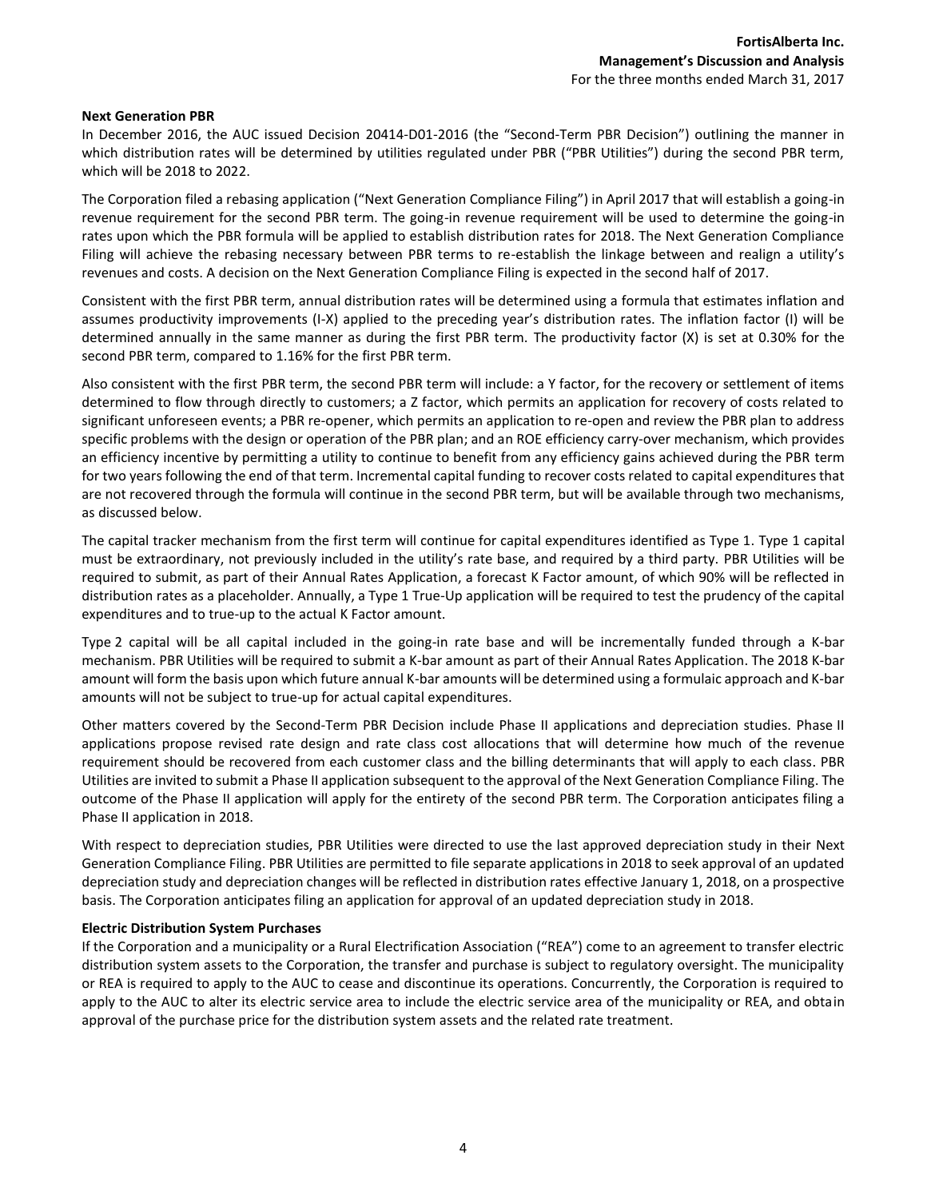**Next Generation PBR**

In December 2016, the AUC issued Decision 20414-D01-2016 (the "Second-Term PBR Decision") outlining the manner in which distribution rates will be determined by utilities regulated under PBR ("PBR Utilities") during the second PBR term, which will be 2018 to 2022.

The Corporation filed a rebasing application ("Next Generation Compliance Filing") in April 2017 that will establish a going-in revenue requirement for the second PBR term. The going-in revenue requirement will be used to determine the going-in rates upon which the PBR formula will be applied to establish distribution rates for 2018. The Next Generation Compliance Filing will achieve the rebasing necessary between PBR terms to re-establish the linkage between and realign a utility's revenues and costs. A decision on the Next Generation Compliance Filing is expected in the second half of 2017.

Consistent with the first PBR term, annual distribution rates will be determined using a formula that estimates inflation and assumes productivity improvements (I-X) applied to the preceding year's distribution rates. The inflation factor (I) will be determined annually in the same manner as during the first PBR term. The productivity factor (X) is set at 0.30% for the second PBR term, compared to 1.16% for the first PBR term.

Also consistent with the first PBR term, the second PBR term will include: a Y factor, for the recovery or settlement of items determined to flow through directly to customers; a Z factor, which permits an application for recovery of costs related to significant unforeseen events; a PBR re-opener, which permits an application to re-open and review the PBR plan to address specific problems with the design or operation of the PBR plan; and an ROE efficiency carry-over mechanism, which provides an efficiency incentive by permitting a utility to continue to benefit from any efficiency gains achieved during the PBR term for two years following the end of that term. Incremental capital funding to recover costs related to capital expenditures that are not recovered through the formula will continue in the second PBR term, but will be available through two mechanisms, as discussed below.

The capital tracker mechanism from the first term will continue for capital expenditures identified as Type 1. Type 1 capital must be extraordinary, not previously included in the utility's rate base, and required by a third party. PBR Utilities will be required to submit, as part of their Annual Rates Application, a forecast K Factor amount, of which 90% will be reflected in distribution rates as a placeholder. Annually, a Type 1 True-Up application will be required to test the prudency of the capital expenditures and to true-up to the actual K Factor amount.

Type 2 capital will be all capital included in the going-in rate base and will be incrementally funded through a K-bar mechanism. PBR Utilities will be required to submit a K-bar amount as part of their Annual Rates Application. The 2018 K-bar amount will form the basis upon which future annual K-bar amounts will be determined using a formulaic approach and K-bar amounts will not be subject to true-up for actual capital expenditures.

Other matters covered by the Second-Term PBR Decision include Phase II applications and depreciation studies. Phase II applications propose revised rate design and rate class cost allocations that will determine how much of the revenue requirement should be recovered from each customer class and the billing determinants that will apply to each class. PBR Utilities are invited to submit a Phase II application subsequent to the approval of the Next Generation Compliance Filing. The outcome of the Phase II application will apply for the entirety of the second PBR term. The Corporation anticipates filing a Phase II application in 2018.

With respect to depreciation studies, PBR Utilities were directed to use the last approved depreciation study in their Next Generation Compliance Filing. PBR Utilities are permitted to file separate applications in 2018 to seek approval of an updated depreciation study and depreciation changes will be reflected in distribution rates effective January 1, 2018, on a prospective basis. The Corporation anticipates filing an application for approval of an updated depreciation study in 2018.

**Electric Distribution System Purchases**

If the Corporation and a municipality or a Rural Electrification Association ("REA") come to an agreement to transfer electric distribution system assets to the Corporation, the transfer and purchase is subject to regulatory oversight. The municipality or REA is required to apply to the AUC to cease and discontinue its operations. Concurrently, the Corporation is required to apply to the AUC to alter its electric service area to include the electric service area of the municipality or REA, and obtain approval of the purchase price for the distribution system assets and the related rate treatment.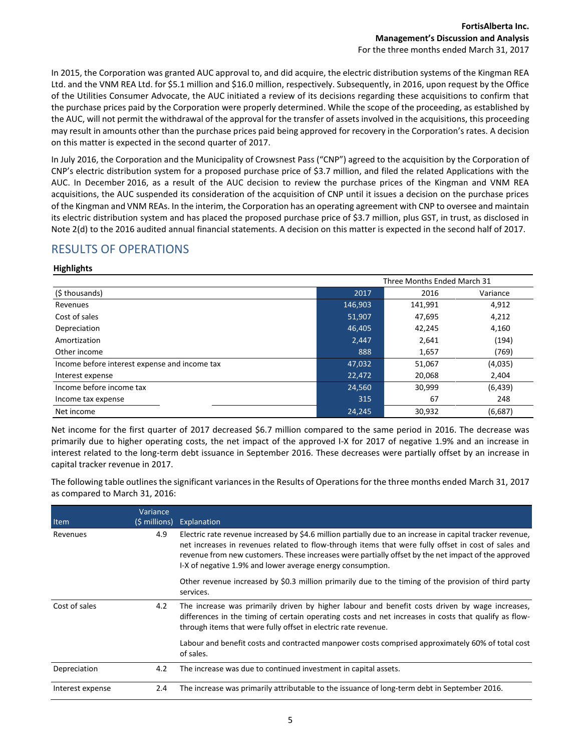In 2015, the Corporation was granted AUC approval to, and did acquire, the electric distribution systems of the Kingman REA Ltd. and the VNM REA Ltd. for $5.1 million and $16.0 million, respectively. Subsequently, in 2016, upon request by the Office of the Utilities Consumer Advocate, the AUC initiated a review of its decisions regarding these acquisitions to confirm that the purchase prices paid by the Corporation were properly determined. While the scope of the proceeding, as established by the AUC, will not permit the withdrawal of the approval for the transfer of assets involved in the acquisitions, this proceeding may result in amounts other than the purchase prices paid being approved for recovery in the Corporation's rates. A decision on this matter is expected in the second quarter of 2017.

In July 2016, the Corporation and the Municipality of Crowsnest Pass ("CNP") agreed to the acquisition by the Corporation of CNP's electric distribution system for a proposed purchase price of $3.7 million, and filed the related Applications with the AUC. In December 2016, as a result of the AUC decision to review the purchase prices of the Kingman and VNM REA acquisitions, the AUC suspended its consideration of the acquisition of CNP until it issues a decision on the purchase prices of the Kingman and VNM REAs. In the interim, the Corporation has an operating agreement with CNP to oversee and maintain its electric distribution system and has placed the proposed purchase price of $3.7 million, plus GST, in trust, as disclosed in Note 2(d) to the 2016 audited annual financial statements. A decision on this matter is expected in the second half of 2017.

## RESULTS OF OPERATIONS

**Highlights**

| | Three Months Ended March 31 | | |
|---|---|---|---|
| ($ thousands) | 2017 | 2016 | Variance |
| Revenues | 146,903 | 141,991 | 4,912 |
| Cost of sales | 51,907 | 47,695 | 4,212 |
| Depreciation | 46,405 | 42,245 | 4,160 |
| Amortization | 2,447 | 2,641 | (194) |
| Other income | 888 | 1,657 | (769) |
| Income before interest expense and income tax | 47,032 | 51,067 | (4,035) |
| Interest expense | 22,472 | 20,068 | 2,404 |
| Income before income tax | 24,560 | 30,999 | (6,439) |
| Income tax expense | 315 | 67 | 248 |
| Net income | 24,245 | 30,932 | (6,687) |

Net income for the first quarter of 2017 decreased $6.7 million compared to the same period in 2016. The decrease was primarily due to higher operating costs, the net impact of the approved I-X for 2017 of negative 1.9% and an increase in interest related to the long-term debt issuance in September 2016. These decreases were partially offset by an increase in capital tracker revenue in 2017.

The following table outlines the significant variances in the Results of Operations for the three months ended March 31, 2017 as compared to March 31, 2016:

| Item | Variance ($ millions) | Explanation |
|---|---|---|
| Revenues | 4.9 | Electric rate revenue increased by $4.6 million partially due to an increase in capital tracker revenue, net increases in revenues related to flow-through items that were fully offset in cost of sales and revenue from new customers. These increases were partially offset by the net impact of the approved I-X of negative 1.9% and lower average energy consumption.<br><br>Other revenue increased by $0.3 million primarily due to the timing of the provision of third party services. |
| Cost of sales | 4.2 | The increase was primarily driven by higher labour and benefit costs driven by wage increases, differences in the timing of certain operating costs and net increases in costs that qualify as flow-through items that were fully offset in electric rate revenue.<br><br>Labour and benefit costs and contracted manpower costs comprised approximately 60% of total cost of sales. |
| Depreciation | 4.2 | The increase was due to continued investment in capital assets. |
| Interest expense | 2.4 | The increase was primarily attributable to the issuance of long-term debt in September 2016. |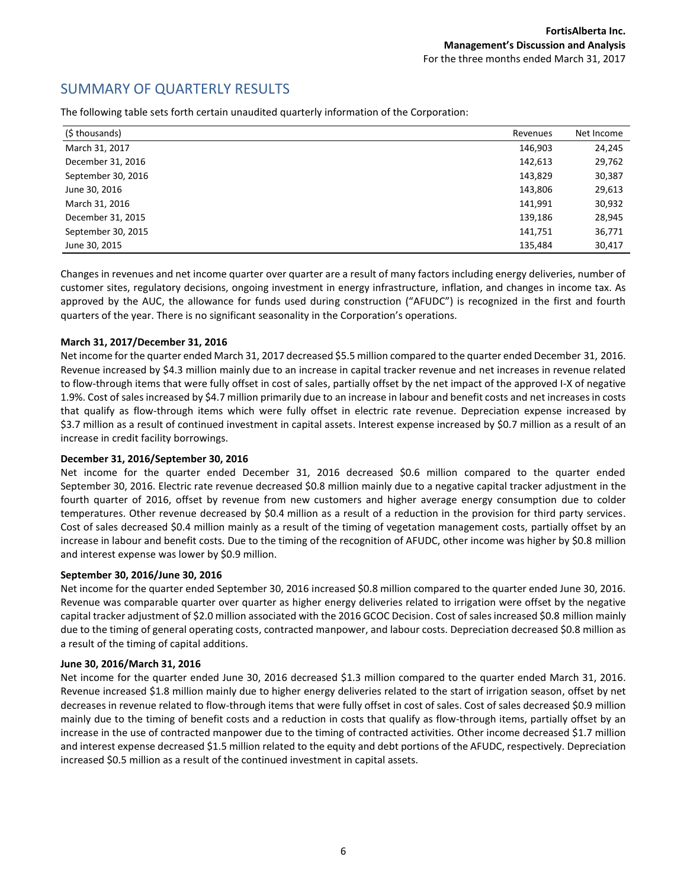## SUMMARY OF QUARTERLY RESULTS

The following table sets forth certain unaudited quarterly information of the Corporation:

| ($ thousands) | Revenues | Net Income |
|---|---|---|
| March 31, 2017 | 146,903 | 24,245 |
| December 31, 2016 | 142,613 | 29,762 |
| September 30, 2016 | 143,829 | 30,387 |
| June 30, 2016 | 143,806 | 29,613 |
| March 31, 2016 | 141,991 | 30,932 |
| December 31, 2015 | 139,186 | 28,945 |
| September 30, 2015 | 141,751 | 36,771 |
| June 30, 2015 | 135,484 | 30,417 |

Changes in revenues and net income quarter over quarter are a result of many factors including energy deliveries, number of customer sites, regulatory decisions, ongoing investment in energy infrastructure, inflation, and changes in income tax. As approved by the AUC, the allowance for funds used during construction ("AFUDC") is recognized in the first and fourth quarters of the year. There is no significant seasonality in the Corporation's operations.

**March 31, 2017/December 31, 2016**

Net income for the quarter ended March 31, 2017 decreased $5.5 million compared to the quarter ended December 31, 2016. Revenue increased by $4.3 million mainly due to an increase in capital tracker revenue and net increases in revenue related to flow-through items that were fully offset in cost of sales, partially offset by the net impact of the approved I-X of negative 1.9%. Cost of sales increased by $4.7 million primarily due to an increase in labour and benefit costs and net increases in costs that qualify as flow-through items which were fully offset in electric rate revenue. Depreciation expense increased by $3.7 million as a result of continued investment in capital assets. Interest expense increased by $0.7 million as a result of an increase in credit facility borrowings.

**December 31, 2016/September 30, 2016**

Net income for the quarter ended December 31, 2016 decreased $0.6 million compared to the quarter ended September 30, 2016. Electric rate revenue decreased $0.8 million mainly due to a negative capital tracker adjustment in the fourth quarter of 2016, offset by revenue from new customers and higher average energy consumption due to colder temperatures. Other revenue decreased by $0.4 million as a result of a reduction in the provision for third party services. Cost of sales decreased $0.4 million mainly as a result of the timing of vegetation management costs, partially offset by an increase in labour and benefit costs. Due to the timing of the recognition of AFUDC, other income was higher by $0.8 million and interest expense was lower by $0.9 million.

**September 30, 2016/June 30, 2016**

Net income for the quarter ended September 30, 2016 increased $0.8 million compared to the quarter ended June 30, 2016. Revenue was comparable quarter over quarter as higher energy deliveries related to irrigation were offset by the negative capital tracker adjustment of $2.0 million associated with the 2016 GCOC Decision. Cost of sales increased $0.8 million mainly due to the timing of general operating costs, contracted manpower, and labour costs. Depreciation decreased $0.8 million as a result of the timing of capital additions.

**June 30, 2016/March 31, 2016**

Net income for the quarter ended June 30, 2016 decreased $1.3 million compared to the quarter ended March 31, 2016. Revenue increased $1.8 million mainly due to higher energy deliveries related to the start of irrigation season, offset by net decreases in revenue related to flow-through items that were fully offset in cost of sales. Cost of sales decreased $0.9 million mainly due to the timing of benefit costs and a reduction in costs that qualify as flow-through items, partially offset by an increase in the use of contracted manpower due to the timing of contracted activities. Other income decreased $1.7 million and interest expense decreased $1.5 million related to the equity and debt portions of the AFUDC, respectively. Depreciation increased $0.5 million as a result of the continued investment in capital assets.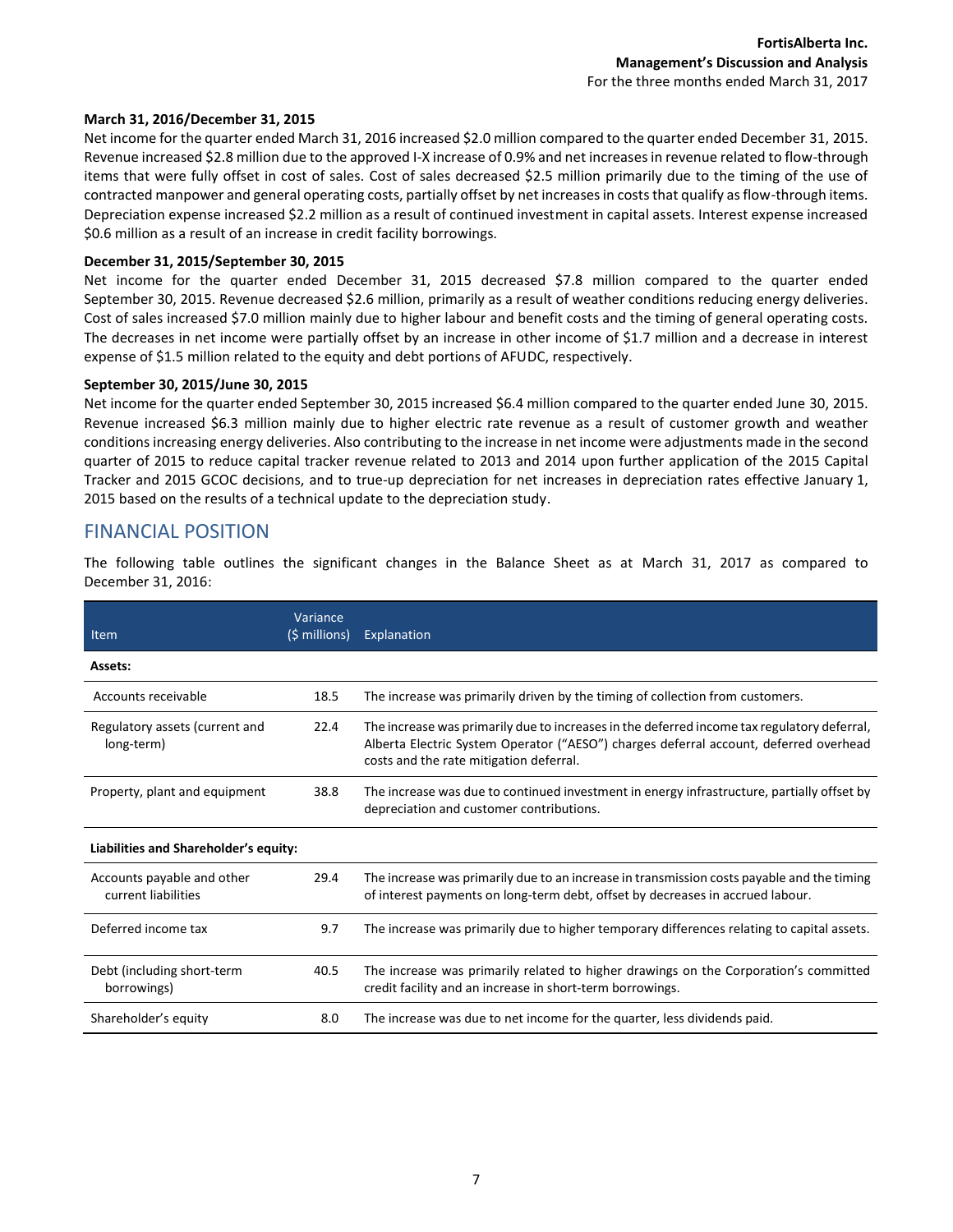**March 31, 2016/December 31, 2015**

Net income for the quarter ended March 31, 2016 increased \$2.0 million compared to the quarter ended December 31, 2015. Revenue increased \$2.8 million due to the approved I-X increase of 0.9% and net increases in revenue related to flow-through items that were fully offset in cost of sales. Cost of sales decreased \$2.5 million primarily due to the timing of the use of contracted manpower and general operating costs, partially offset by net increases in costs that qualify as flow-through items. Depreciation expense increased \$2.2 million as a result of continued investment in capital assets. Interest expense increased \$0.6 million as a result of an increase in credit facility borrowings.

**December 31, 2015/September 30, 2015**

Net income for the quarter ended December 31, 2015 decreased \$7.8 million compared to the quarter ended September 30, 2015. Revenue decreased \$2.6 million, primarily as a result of weather conditions reducing energy deliveries. Cost of sales increased \$7.0 million mainly due to higher labour and benefit costs and the timing of general operating costs. The decreases in net income were partially offset by an increase in other income of \$1.7 million and a decrease in interest expense of \$1.5 million related to the equity and debt portions of AFUDC, respectively.

**September 30, 2015/June 30, 2015**

Net income for the quarter ended September 30, 2015 increased \$6.4 million compared to the quarter ended June 30, 2015. Revenue increased \$6.3 million mainly due to higher electric rate revenue as a result of customer growth and weather conditions increasing energy deliveries. Also contributing to the increase in net income were adjustments made in the second quarter of 2015 to reduce capital tracker revenue related to 2013 and 2014 upon further application of the 2015 Capital Tracker and 2015 GCOC decisions, and to true-up depreciation for net increases in depreciation rates effective January 1, 2015 based on the results of a technical update to the depreciation study.

## FINANCIAL POSITION

The following table outlines the significant changes in the Balance Sheet as at March 31, 2017 as compared to December 31, 2016:

| Item | Variance (\$ millions) | Explanation |
|---|---|---|
| **Assets:** | | |
| Accounts receivable | 18.5 | The increase was primarily driven by the timing of collection from customers. |
| Regulatory assets (current and long-term) | 22.4 | The increase was primarily due to increases in the deferred income tax regulatory deferral, Alberta Electric System Operator ("AESO") charges deferral account, deferred overhead costs and the rate mitigation deferral. |
| Property, plant and equipment | 38.8 | The increase was due to continued investment in energy infrastructure, partially offset by depreciation and customer contributions. |
| **Liabilities and Shareholder's equity:** | | |
| Accounts payable and other current liabilities | 29.4 | The increase was primarily due to an increase in transmission costs payable and the timing of interest payments on long-term debt, offset by decreases in accrued labour. |
| Deferred income tax | 9.7 | The increase was primarily due to higher temporary differences relating to capital assets. |
| Debt (including short-term borrowings) | 40.5 | The increase was primarily related to higher drawings on the Corporation's committed credit facility and an increase in short-term borrowings. |
| Shareholder's equity | 8.0 | The increase was due to net income for the quarter, less dividends paid. |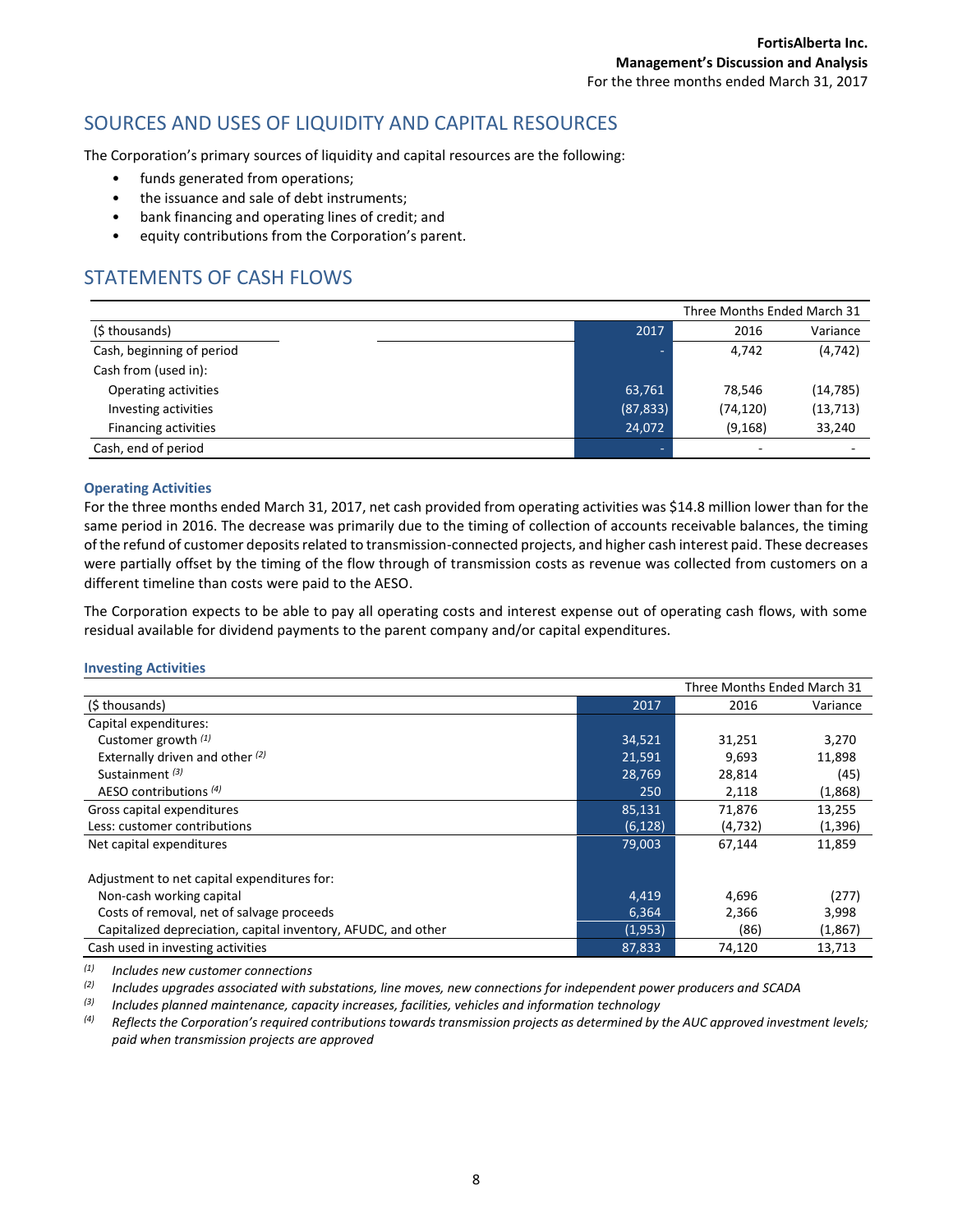## SOURCES AND USES OF LIQUIDITY AND CAPITAL RESOURCES

The Corporation's primary sources of liquidity and capital resources are the following:

- funds generated from operations;
- the issuance and sale of debt instruments;
- bank financing and operating lines of credit; and
- equity contributions from the Corporation's parent.

## STATEMENTS OF CASH FLOWS

| | Three Months Ended March 31 | | |
|---|---|---|---|
| ($ thousands) | 2017 | 2016 | Variance |
| Cash, beginning of period | - | 4,742 | (4,742) |
| Cash from (used in): | | | |
| Operating activities | 63,761 | 78,546 | (14,785) |
| Investing activities | (87,833) | (74,120) | (13,713) |
| Financing activities | 24,072 | (9,168) | 33,240 |
| Cash, end of period | - | - | - |

### Operating Activities

For the three months ended March 31, 2017, net cash provided from operating activities was $14.8 million lower than for the same period in 2016. The decrease was primarily due to the timing of collection of accounts receivable balances, the timing of the refund of customer deposits related to transmission-connected projects, and higher cash interest paid. These decreases were partially offset by the timing of the flow through of transmission costs as revenue was collected from customers on a different timeline than costs were paid to the AESO.

The Corporation expects to be able to pay all operating costs and interest expense out of operating cash flows, with some residual available for dividend payments to the parent company and/or capital expenditures.

### Investing Activities

| | Three Months Ended March 31 | | |
|---|---|---|---|
| ($ thousands) | 2017 | 2016 | Variance |
| Capital expenditures: | | | |
| Customer growth [(1)] | 34,521 | 31,251 | 3,270 |
| Externally driven and other [(2)] | 21,591 | 9,693 | 11,898 |
| Sustainment [(3)] | 28,769 | 28,814 | (45) |
| AESO contributions [(4)] | 250 | 2,118 | (1,868) |
| Gross capital expenditures | 85,131 | 71,876 | 13,255 |
| Less: customer contributions | (6,128) | (4,732) | (1,396) |
| Net capital expenditures | 79,003 | 67,144 | 11,859 |
| | | | |
| Adjustment to net capital expenditures for: | | | |
| Non-cash working capital | 4,419 | 4,696 | (277) |
| Costs of removal, net of salvage proceeds | 6,364 | 2,366 | 3,998 |
| Capitalized depreciation, capital inventory, AFUDC, and other | (1,953) | (86) | (1,867) |
| Cash used in investing activities | 87,833 | 74,120 | 13,713 |

*(1) Includes new customer connections*

*(2) Includes upgrades associated with substations, line moves, new connections for independent power producers and SCADA*

*(3) Includes planned maintenance, capacity increases, facilities, vehicles and information technology*

*(4) Reflects the Corporation's required contributions towards transmission projects as determined by the AUC approved investment levels; paid when transmission projects are approved*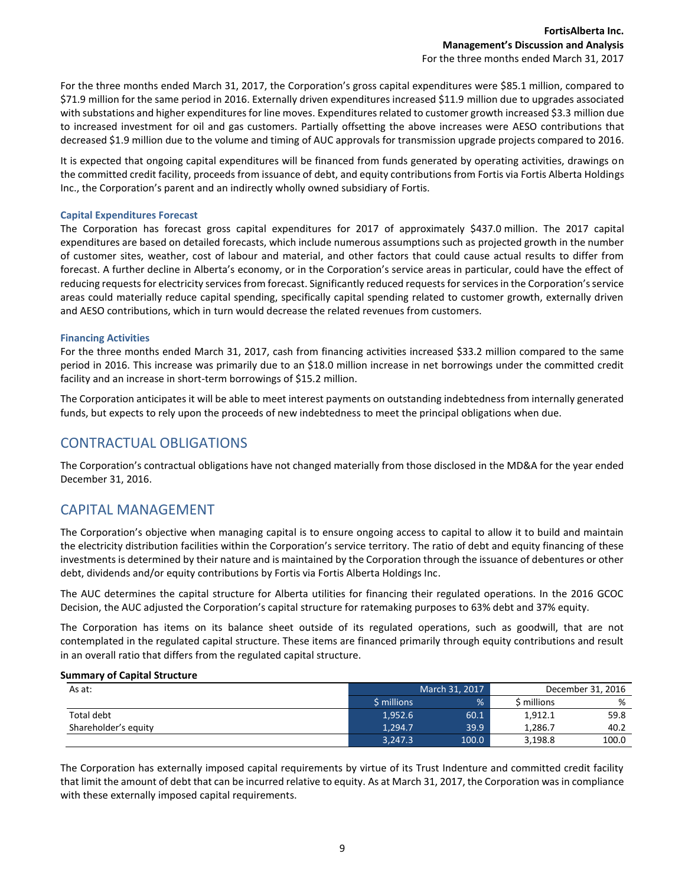For the three months ended March 31, 2017, the Corporation's gross capital expenditures were $85.1 million, compared to $71.9 million for the same period in 2016. Externally driven expenditures increased $11.9 million due to upgrades associated with substations and higher expenditures for line moves. Expenditures related to customer growth increased $3.3 million due to increased investment for oil and gas customers. Partially offsetting the above increases were AESO contributions that decreased $1.9 million due to the volume and timing of AUC approvals for transmission upgrade projects compared to 2016.

It is expected that ongoing capital expenditures will be financed from funds generated by operating activities, drawings on the committed credit facility, proceeds from issuance of debt, and equity contributions from Fortis via Fortis Alberta Holdings Inc., the Corporation's parent and an indirectly wholly owned subsidiary of Fortis.

### Capital Expenditures Forecast

The Corporation has forecast gross capital expenditures for 2017 of approximately $437.0 million. The 2017 capital expenditures are based on detailed forecasts, which include numerous assumptions such as projected growth in the number of customer sites, weather, cost of labour and material, and other factors that could cause actual results to differ from forecast. A further decline in Alberta's economy, or in the Corporation's service areas in particular, could have the effect of reducing requests for electricity services from forecast. Significantly reduced requests for services in the Corporation's service areas could materially reduce capital spending, specifically capital spending related to customer growth, externally driven and AESO contributions, which in turn would decrease the related revenues from customers.

### Financing Activities

For the three months ended March 31, 2017, cash from financing activities increased $33.2 million compared to the same period in 2016. This increase was primarily due to an $18.0 million increase in net borrowings under the committed credit facility and an increase in short-term borrowings of $15.2 million.

The Corporation anticipates it will be able to meet interest payments on outstanding indebtedness from internally generated funds, but expects to rely upon the proceeds of new indebtedness to meet the principal obligations when due.

## CONTRACTUAL OBLIGATIONS

The Corporation's contractual obligations have not changed materially from those disclosed in the MD&A for the year ended December 31, 2016.

## CAPITAL MANAGEMENT

The Corporation's objective when managing capital is to ensure ongoing access to capital to allow it to build and maintain the electricity distribution facilities within the Corporation's service territory. The ratio of debt and equity financing of these investments is determined by their nature and is maintained by the Corporation through the issuance of debentures or other debt, dividends and/or equity contributions by Fortis via Fortis Alberta Holdings Inc.

The AUC determines the capital structure for Alberta utilities for financing their regulated operations. In the 2016 GCOC Decision, the AUC adjusted the Corporation's capital structure for ratemaking purposes to 63% debt and 37% equity.

The Corporation has items on its balance sheet outside of its regulated operations, such as goodwill, that are not contemplated in the regulated capital structure. These items are financed primarily through equity contributions and result in an overall ratio that differs from the regulated capital structure.

**Summary of Capital Structure**

| As at: | March 31, 2017 | | December 31, 2016 | |
|---|---|---|---|---|
| | $ millions | % | $ millions | % |
| Total debt | 1,952.6 | 60.1 | 1,912.1 | 59.8 |
| Shareholder's equity | 1,294.7 | 39.9 | 1,286.7 | 40.2 |
| | 3,247.3 | 100.0 | 3,198.8 | 100.0 |

The Corporation has externally imposed capital requirements by virtue of its Trust Indenture and committed credit facility that limit the amount of debt that can be incurred relative to equity. As at March 31, 2017, the Corporation was in compliance with these externally imposed capital requirements.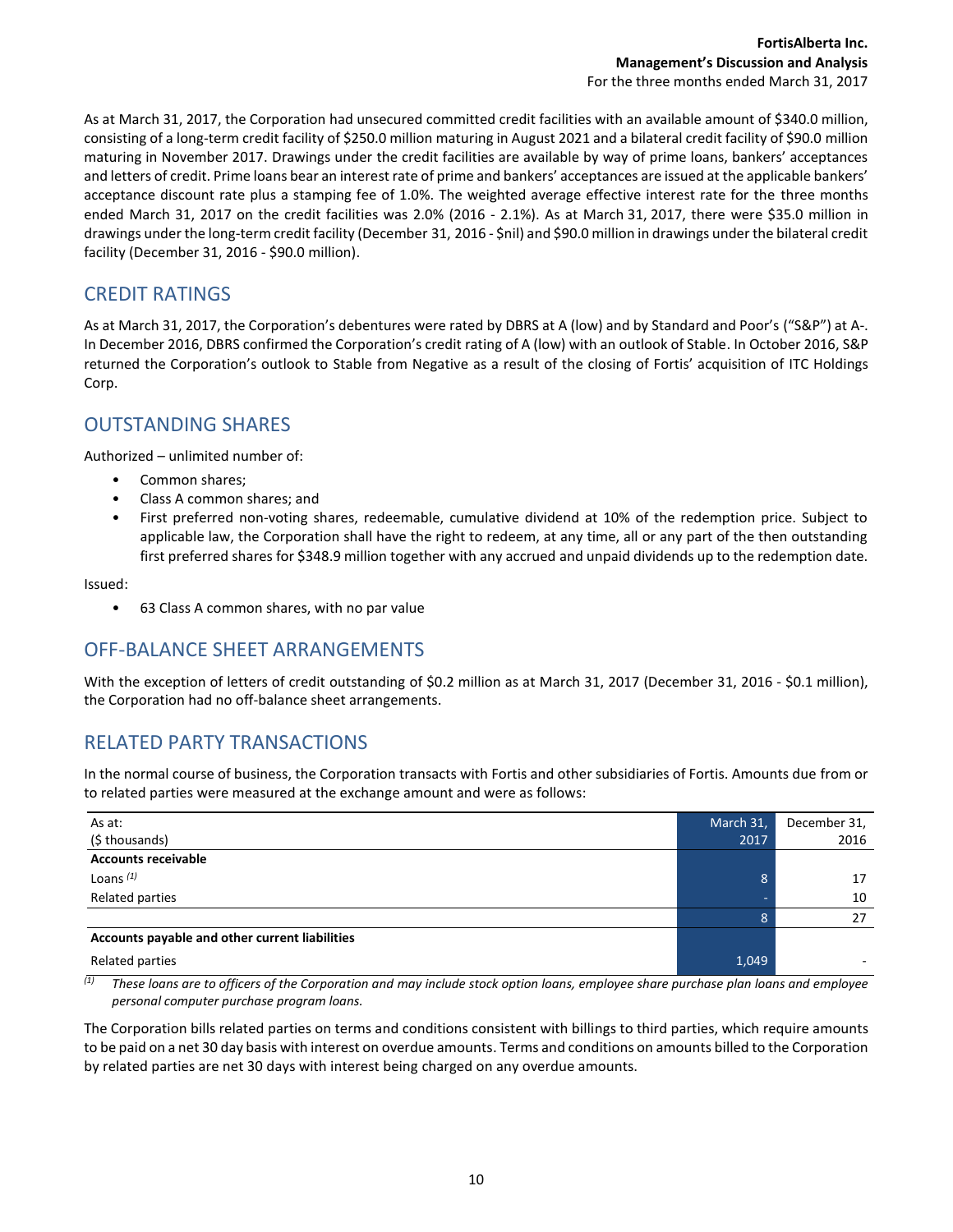As at March 31, 2017, the Corporation had unsecured committed credit facilities with an available amount of $340.0 million, consisting of a long-term credit facility of $250.0 million maturing in August 2021 and a bilateral credit facility of $90.0 million maturing in November 2017. Drawings under the credit facilities are available by way of prime loans, bankers' acceptances and letters of credit. Prime loans bear an interest rate of prime and bankers' acceptances are issued at the applicable bankers' acceptance discount rate plus a stamping fee of 1.0%. The weighted average effective interest rate for the three months ended March 31, 2017 on the credit facilities was 2.0% (2016 - 2.1%). As at March 31, 2017, there were $35.0 million in drawings under the long-term credit facility (December 31, 2016 - $nil) and $90.0 million in drawings under the bilateral credit facility (December 31, 2016 - $90.0 million).

## CREDIT RATINGS

As at March 31, 2017, the Corporation's debentures were rated by DBRS at A (low) and by Standard and Poor's ("S&P") at A-. In December 2016, DBRS confirmed the Corporation's credit rating of A (low) with an outlook of Stable. In October 2016, S&P returned the Corporation's outlook to Stable from Negative as a result of the closing of Fortis' acquisition of ITC Holdings Corp.

## OUTSTANDING SHARES

Authorized – unlimited number of:

- Common shares;
- Class A common shares; and
- First preferred non-voting shares, redeemable, cumulative dividend at 10% of the redemption price. Subject to applicable law, the Corporation shall have the right to redeem, at any time, all or any part of the then outstanding first preferred shares for $348.9 million together with any accrued and unpaid dividends up to the redemption date.

Issued:

- 63 Class A common shares, with no par value

## OFF-BALANCE SHEET ARRANGEMENTS

With the exception of letters of credit outstanding of $0.2 million as at March 31, 2017 (December 31, 2016 - $0.1 million), the Corporation had no off-balance sheet arrangements.

## RELATED PARTY TRANSACTIONS

In the normal course of business, the Corporation transacts with Fortis and other subsidiaries of Fortis. Amounts due from or to related parties were measured at the exchange amount and were as follows:

| As at: ($ thousands) | March 31, 2017 | December 31, 2016 |
|---|---|---|
| **Accounts receivable** | | |
| Loans [(1)] | 8 | 17 |
| Related parties | - | 10 |
| | 8 | 27 |
| **Accounts payable and other current liabilities** | | |
| Related parties | 1,049 | - |

[(1)] *These loans are to officers of the Corporation and may include stock option loans, employee share purchase plan loans and employee personal computer purchase program loans.*

The Corporation bills related parties on terms and conditions consistent with billings to third parties, which require amounts to be paid on a net 30 day basis with interest on overdue amounts. Terms and conditions on amounts billed to the Corporation by related parties are net 30 days with interest being charged on any overdue amounts.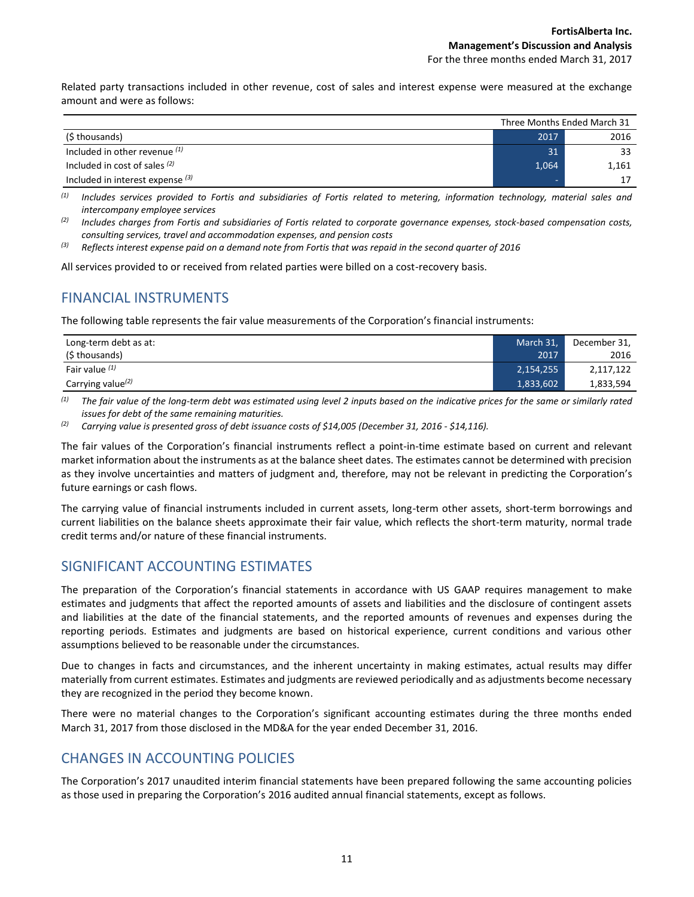Related party transactions included in other revenue, cost of sales and interest expense were measured at the exchange amount and were as follows:

| | Three Months Ended March 31 | |
|---|---|---|
| ($ thousands) | 2017 | 2016 |
| Included in other revenue (1) | 31 | 33 |
| Included in cost of sales (2) | 1,064 | 1,161 |
| Included in interest expense (3) | - | 17 |

(1) *Includes services provided to Fortis and subsidiaries of Fortis related to metering, information technology, material sales and intercompany employee services*

(2) *Includes charges from Fortis and subsidiaries of Fortis related to corporate governance expenses, stock-based compensation costs, consulting services, travel and accommodation expenses, and pension costs*

(3) *Reflects interest expense paid on a demand note from Fortis that was repaid in the second quarter of 2016*

All services provided to or received from related parties were billed on a cost-recovery basis.

## FINANCIAL INSTRUMENTS

The following table represents the fair value measurements of the Corporation's financial instruments:

| Long-term debt as at: ($ thousands) | March 31, 2017 | December 31, 2016 |
|---|---|---|
| Fair value (1) | 2,154,255 | 2,117,122 |
| Carrying value(2) | 1,833,602 | 1,833,594 |

(1) *The fair value of the long-term debt was estimated using level 2 inputs based on the indicative prices for the same or similarly rated issues for debt of the same remaining maturities.*

(2) *Carrying value is presented gross of debt issuance costs of $14,005 (December 31, 2016 - $14,116).*

The fair values of the Corporation's financial instruments reflect a point-in-time estimate based on current and relevant market information about the instruments as at the balance sheet dates. The estimates cannot be determined with precision as they involve uncertainties and matters of judgment and, therefore, may not be relevant in predicting the Corporation's future earnings or cash flows.

The carrying value of financial instruments included in current assets, long-term other assets, short-term borrowings and current liabilities on the balance sheets approximate their fair value, which reflects the short-term maturity, normal trade credit terms and/or nature of these financial instruments.

## SIGNIFICANT ACCOUNTING ESTIMATES

The preparation of the Corporation's financial statements in accordance with US GAAP requires management to make estimates and judgments that affect the reported amounts of assets and liabilities and the disclosure of contingent assets and liabilities at the date of the financial statements, and the reported amounts of revenues and expenses during the reporting periods. Estimates and judgments are based on historical experience, current conditions and various other assumptions believed to be reasonable under the circumstances.

Due to changes in facts and circumstances, and the inherent uncertainty in making estimates, actual results may differ materially from current estimates. Estimates and judgments are reviewed periodically and as adjustments become necessary they are recognized in the period they become known.

There were no material changes to the Corporation's significant accounting estimates during the three months ended March 31, 2017 from those disclosed in the MD&A for the year ended December 31, 2016.

## CHANGES IN ACCOUNTING POLICIES

The Corporation's 2017 unaudited interim financial statements have been prepared following the same accounting policies as those used in preparing the Corporation's 2016 audited annual financial statements, except as follows.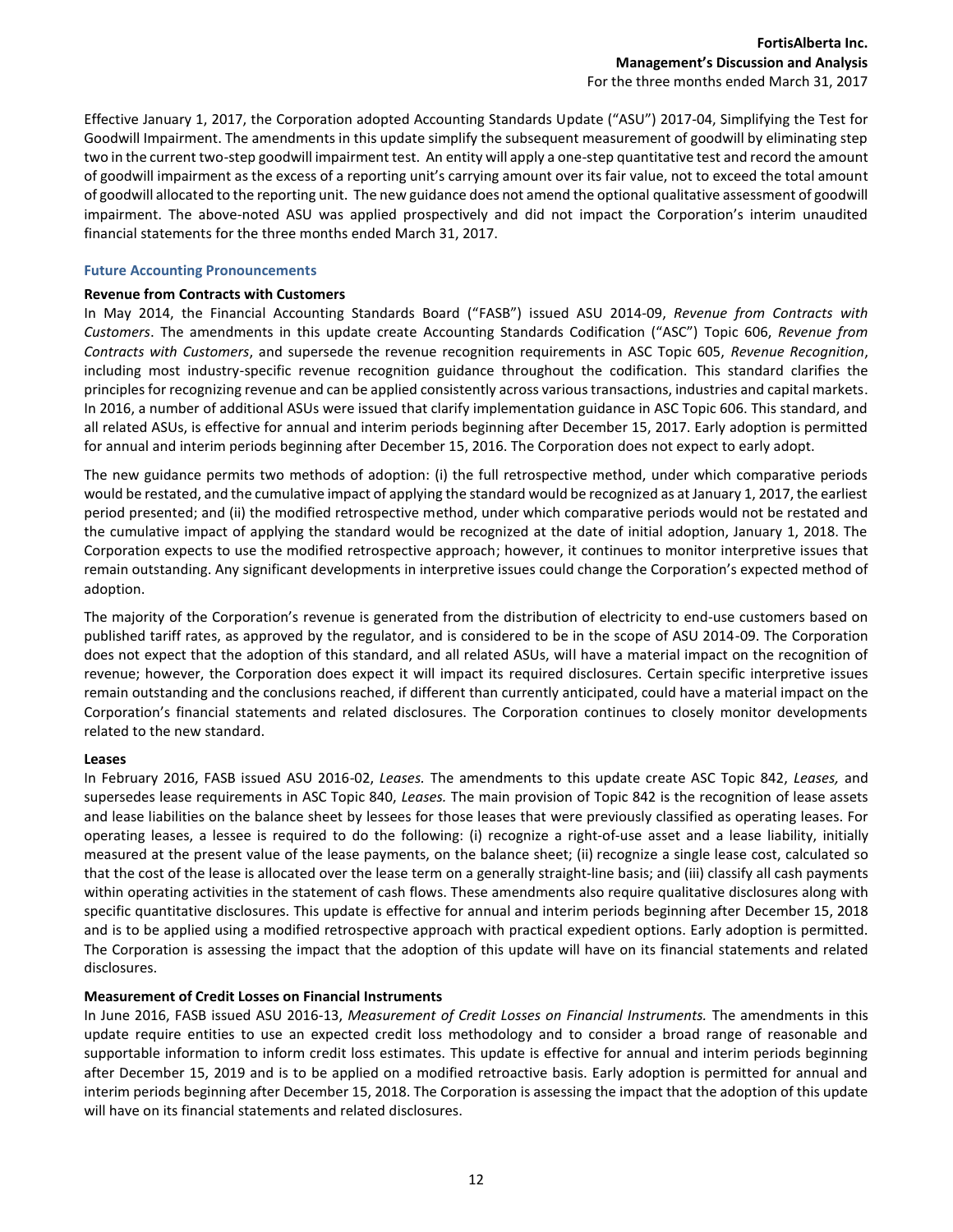Effective January 1, 2017, the Corporation adopted Accounting Standards Update ("ASU") 2017-04, Simplifying the Test for Goodwill Impairment. The amendments in this update simplify the subsequent measurement of goodwill by eliminating step two in the current two-step goodwill impairment test. An entity will apply a one-step quantitative test and record the amount of goodwill impairment as the excess of a reporting unit's carrying amount over its fair value, not to exceed the total amount of goodwill allocated to the reporting unit. The new guidance does not amend the optional qualitative assessment of goodwill impairment. The above-noted ASU was applied prospectively and did not impact the Corporation's interim unaudited financial statements for the three months ended March 31, 2017.

### Future Accounting Pronouncements

**Revenue from Contracts with Customers**

In May 2014, the Financial Accounting Standards Board ("FASB") issued ASU 2014-09, *Revenue from Contracts with Customers*. The amendments in this update create Accounting Standards Codification ("ASC") Topic 606, *Revenue from Contracts with Customers*, and supersede the revenue recognition requirements in ASC Topic 605, *Revenue Recognition*, including most industry-specific revenue recognition guidance throughout the codification. This standard clarifies the principles for recognizing revenue and can be applied consistently across various transactions, industries and capital markets. In 2016, a number of additional ASUs were issued that clarify implementation guidance in ASC Topic 606. This standard, and all related ASUs, is effective for annual and interim periods beginning after December 15, 2017. Early adoption is permitted for annual and interim periods beginning after December 15, 2016. The Corporation does not expect to early adopt.

The new guidance permits two methods of adoption: (i) the full retrospective method, under which comparative periods would be restated, and the cumulative impact of applying the standard would be recognized as at January 1, 2017, the earliest period presented; and (ii) the modified retrospective method, under which comparative periods would not be restated and the cumulative impact of applying the standard would be recognized at the date of initial adoption, January 1, 2018. The Corporation expects to use the modified retrospective approach; however, it continues to monitor interpretive issues that remain outstanding. Any significant developments in interpretive issues could change the Corporation's expected method of adoption.

The majority of the Corporation's revenue is generated from the distribution of electricity to end-use customers based on published tariff rates, as approved by the regulator, and is considered to be in the scope of ASU 2014-09. The Corporation does not expect that the adoption of this standard, and all related ASUs, will have a material impact on the recognition of revenue; however, the Corporation does expect it will impact its required disclosures. Certain specific interpretive issues remain outstanding and the conclusions reached, if different than currently anticipated, could have a material impact on the Corporation's financial statements and related disclosures. The Corporation continues to closely monitor developments related to the new standard.

**Leases**

In February 2016, FASB issued ASU 2016-02, *Leases.* The amendments to this update create ASC Topic 842, *Leases,* and supersedes lease requirements in ASC Topic 840, *Leases.* The main provision of Topic 842 is the recognition of lease assets and lease liabilities on the balance sheet by lessees for those leases that were previously classified as operating leases. For operating leases, a lessee is required to do the following: (i) recognize a right-of-use asset and a lease liability, initially measured at the present value of the lease payments, on the balance sheet; (ii) recognize a single lease cost, calculated so that the cost of the lease is allocated over the lease term on a generally straight-line basis; and (iii) classify all cash payments within operating activities in the statement of cash flows. These amendments also require qualitative disclosures along with specific quantitative disclosures. This update is effective for annual and interim periods beginning after December 15, 2018 and is to be applied using a modified retrospective approach with practical expedient options. Early adoption is permitted. The Corporation is assessing the impact that the adoption of this update will have on its financial statements and related disclosures.

**Measurement of Credit Losses on Financial Instruments**

In June 2016, FASB issued ASU 2016-13, *Measurement of Credit Losses on Financial Instruments.* The amendments in this update require entities to use an expected credit loss methodology and to consider a broad range of reasonable and supportable information to inform credit loss estimates. This update is effective for annual and interim periods beginning after December 15, 2019 and is to be applied on a modified retroactive basis. Early adoption is permitted for annual and interim periods beginning after December 15, 2018. The Corporation is assessing the impact that the adoption of this update will have on its financial statements and related disclosures.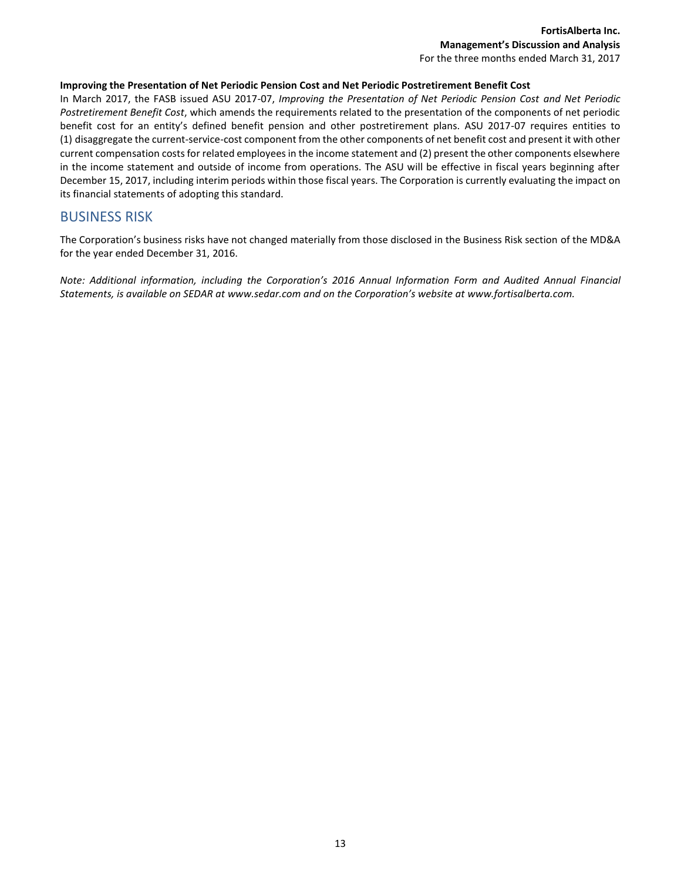**Improving the Presentation of Net Periodic Pension Cost and Net Periodic Postretirement Benefit Cost**

In March 2017, the FASB issued ASU 2017-07, *Improving the Presentation of Net Periodic Pension Cost and Net Periodic Postretirement Benefit Cost*, which amends the requirements related to the presentation of the components of net periodic benefit cost for an entity's defined benefit pension and other postretirement plans. ASU 2017-07 requires entities to (1) disaggregate the current-service-cost component from the other components of net benefit cost and present it with other current compensation costs for related employees in the income statement and (2) present the other components elsewhere in the income statement and outside of income from operations. The ASU will be effective in fiscal years beginning after December 15, 2017, including interim periods within those fiscal years. The Corporation is currently evaluating the impact on its financial statements of adopting this standard.

## BUSINESS RISK

The Corporation's business risks have not changed materially from those disclosed in the Business Risk section of the MD&A for the year ended December 31, 2016.

*Note: Additional information, including the Corporation's 2016 Annual Information Form and Audited Annual Financial Statements, is available on SEDAR at www.sedar.com and on the Corporation's website at www.fortisalberta.com.*